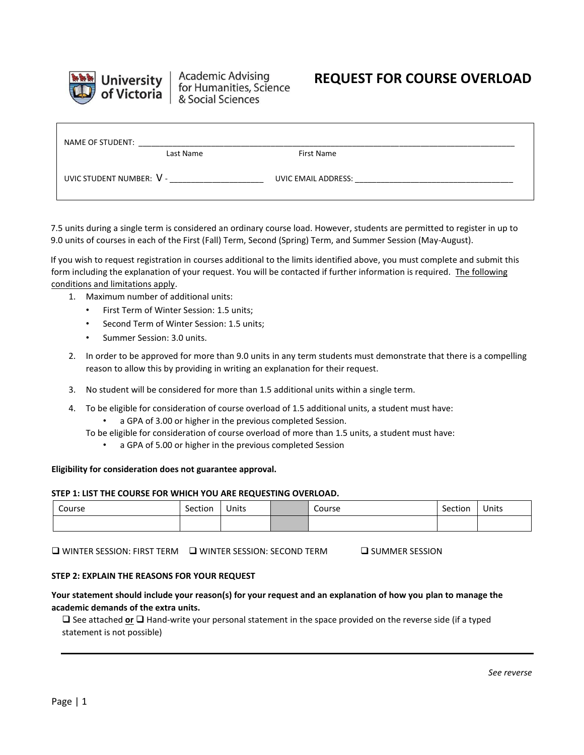University of Victoria | Academic Advising for Humanities, Science & Social Sciences

# REQUEST FOR COURSE OVERLOAD

NAME OF STUDENT: ______________________________________________
Last Name First Name

UVIC STUDENT NUMBER: V - ____________________ UVIC EMAIL ADDRESS: ______________________________

7.5 units during a single term is considered an ordinary course load. However, students are permitted to register in up to 9.0 units of courses in each of the First (Fall) Term, Second (Spring) Term, and Summer Session (May-August).

If you wish to request registration in courses additional to the limits identified above, you must complete and submit this form including the explanation of your request. You will be contacted if further information is required. The following conditions and limitations apply.

1. Maximum number of additional units:
   - First Term of Winter Session: 1.5 units;
   - Second Term of Winter Session: 1.5 units;
   - Summer Session: 3.0 units.
2. In order to be approved for more than 9.0 units in any term students must demonstrate that there is a compelling reason to allow this by providing in writing an explanation for their request.
3. No student will be considered for more than 1.5 additional units within a single term.
4. To be eligible for consideration of course overload of 1.5 additional units, a student must have:
   - a GPA of 3.00 or higher in the previous completed Session.

   To be eligible for consideration of course overload of more than 1.5 units, a student must have:
   - a GPA of 5.00 or higher in the previous completed Session

**Eligibility for consideration does not guarantee approval.**

**STEP 1: LIST THE COURSE FOR WHICH YOU ARE REQUESTING OVERLOAD.**

| Course | Section | Units | | Course | Section | Units |
|---|---|---|---|---|---|---|
| | | | | | | |

☐ WINTER SESSION: FIRST TERM ☐ WINTER SESSION: SECOND TERM ☐ SUMMER SESSION

**STEP 2: EXPLAIN THE REASONS FOR YOUR REQUEST**

**Your statement should include your reason(s) for your request and an explanation of how you plan to manage the academic demands of the extra units.**

☐ See attached **or** ☐ Hand-write your personal statement in the space provided on the reverse side (if a typed statement is not possible)

*See reverse*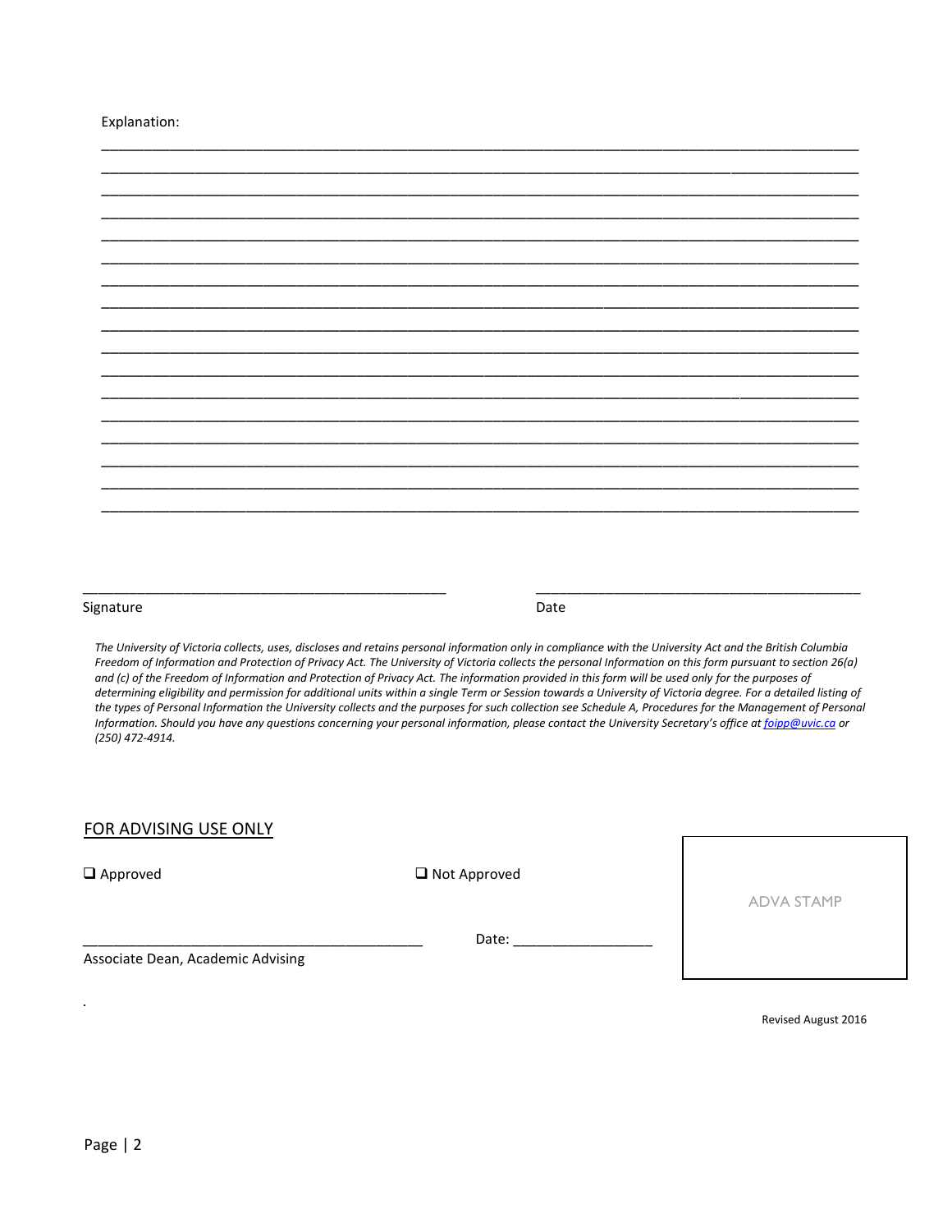Explanation:

_______________________________________________________________________________

_______________________________________________________________________________

_______________________________________________________________________________

_______________________________________________________________________________

_______________________________________________________________________________

_______________________________________________________________________________

_______________________________________________________________________________

_______________________________________________________________________________

_______________________________________________________________________________

_______________________________________________________________________________

_______________________________________________________________________________

_______________________________________________________________________________

_______________________________________________________________________________

_______________________________________________________________________________

_______________________________________________________________________________

_______________________________________________________________________________

_______________________________________________________________________________

_________________________________________ _________________________________________

Signature Date

*The University of Victoria collects, uses, discloses and retains personal information only in compliance with the University Act and the British Columbia Freedom of Information and Protection of Privacy Act. The University of Victoria collects the personal Information on this form pursuant to section 26(a) and (c) of the Freedom of Information and Protection of Privacy Act. The information provided in this form will be used only for the purposes of determining eligibility and permission for additional units within a single Term or Session towards a University of Victoria degree. For a detailed listing of the types of Personal Information the University collects and the purposes for such collection see Schedule A, Procedures for the Management of Personal Information. Should you have any questions concerning your personal information, please contact the University Secretary's office at [foipp@uvic.ca](mailto:foipp@uvic.ca) or (250) 472-4914.*

## FOR ADVISING USE ONLY

☐ Approved ☐ Not Approved

ADVA STAMP

_________________________________________ Date: __________________

Associate Dean, Academic Advising

Revised August 2016